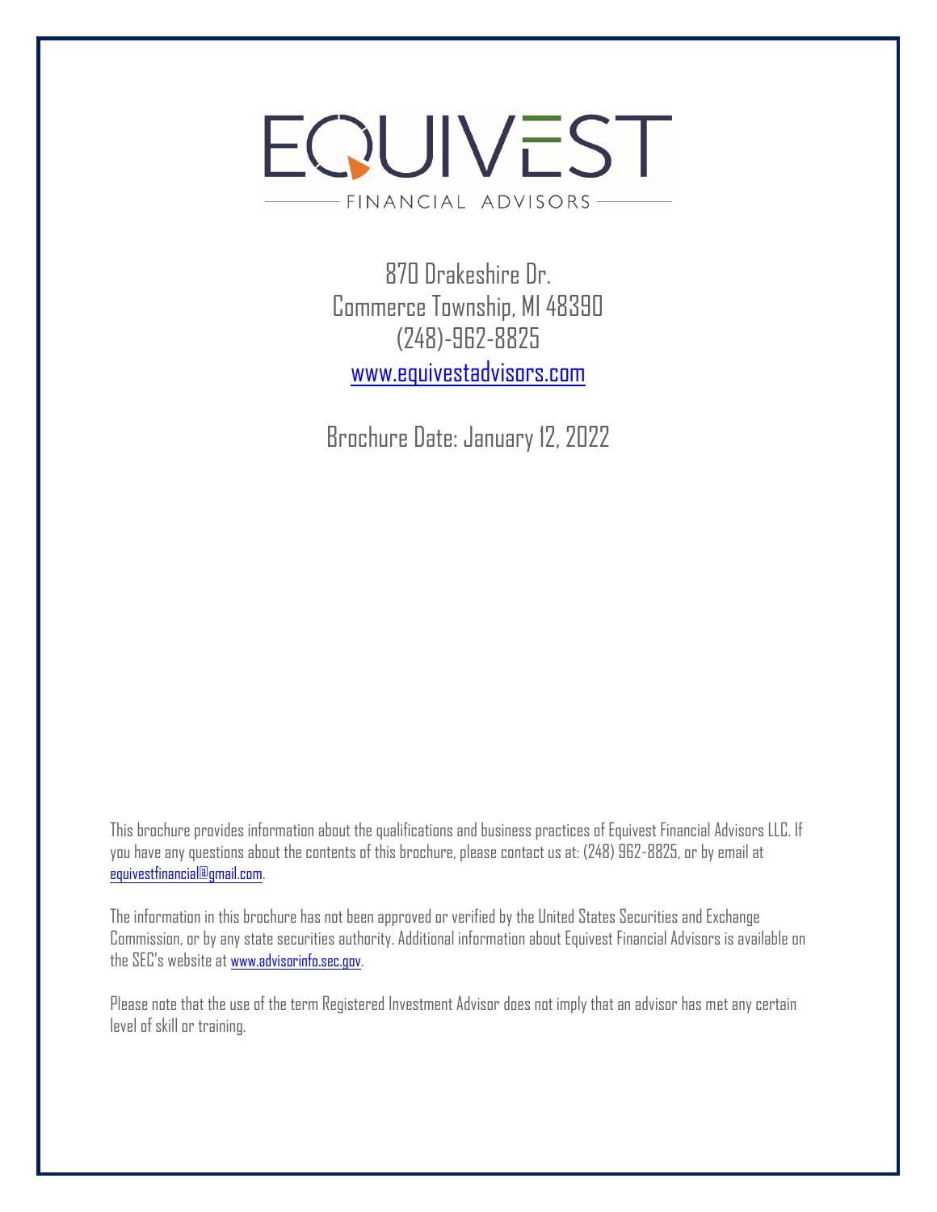# EQUIVEST

FINANCIAL ADVISORS

870 Drakeshire Dr.
Commerce Township, MI 48390
(248)-962-8825
www.equivestadvisors.com

Brochure Date: January 12, 2022

This brochure provides information about the qualifications and business practices of Equivest Financial Advisors LLC. If you have any questions about the contents of this brochure, please contact us at: (248) 962-8825, or by email at equivestfinancial@gmail.com.

The information in this brochure has not been approved or verified by the United States Securities and Exchange Commission, or by any state securities authority. Additional information about Equivest Financial Advisors is available on the SEC's website at www.advisorinfo.sec.gov.

Please note that the use of the term Registered Investment Advisor does not imply that an advisor has met any certain level of skill or training.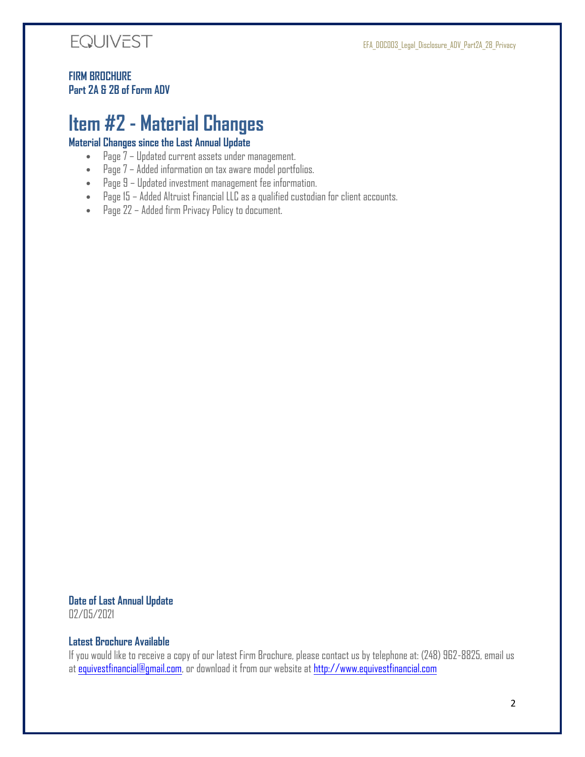**FIRM BROCHURE**
**Part 2A & 2B of Form ADV**

# Item #2 - Material Changes

### Material Changes since the Last Annual Update

- Page 7 – Updated current assets under management.
- Page 7 – Added information on tax aware model portfolios.
- Page 9 – Updated investment management fee information.
- Page 15 – Added Altruist Financial LLC as a qualified custodian for client accounts.
- Page 22 – Added firm Privacy Policy to document.

### Date of Last Annual Update

02/05/2021

### Latest Brochure Available

If you would like to receive a copy of our latest Firm Brochure, please contact us by telephone at: (248) 962-8825, email us at equivestfinancial@gmail.com, or download it from our website at http://www.equivestfinancial.com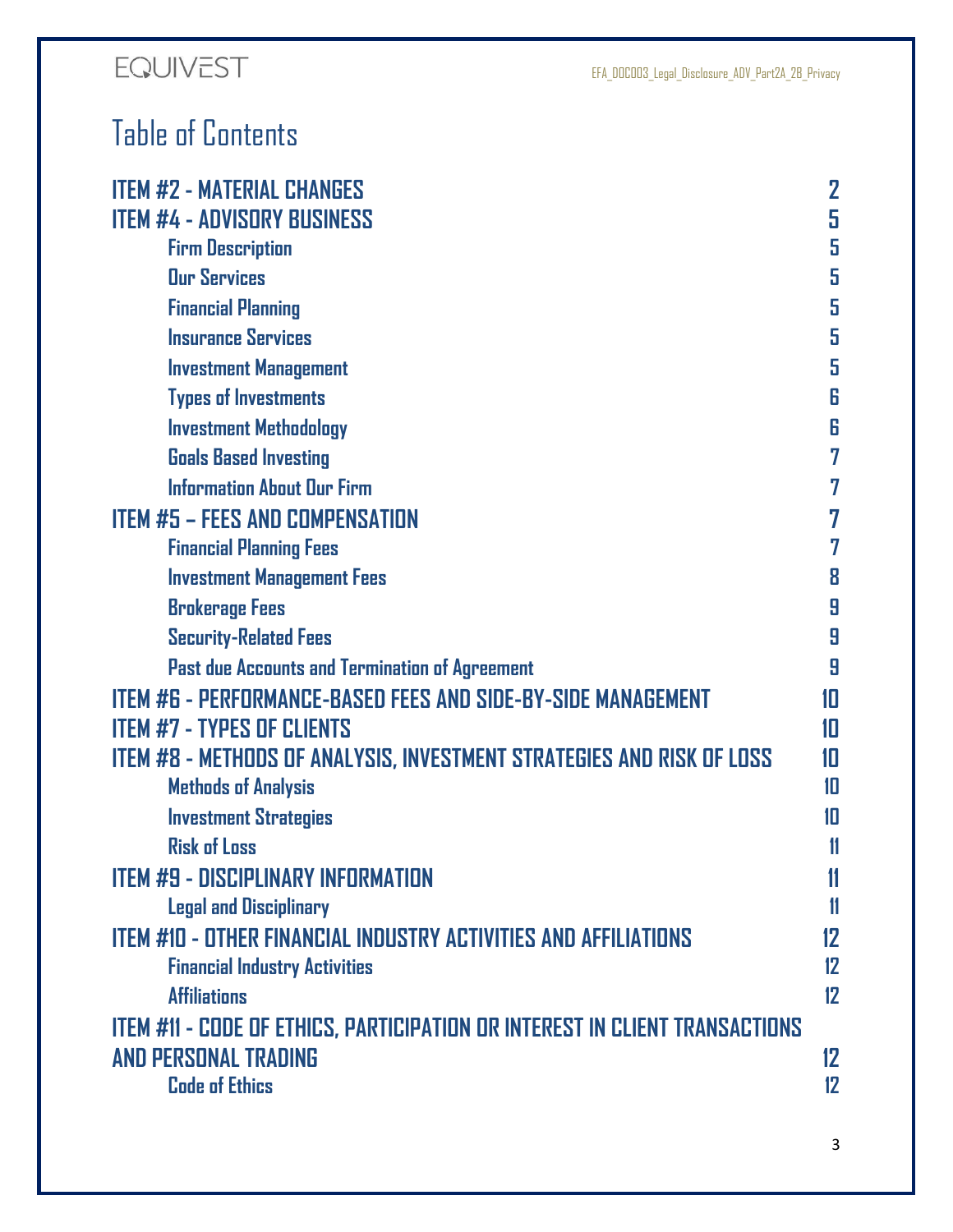# Table of Contents

| | |
|---|---|
| **ITEM #2 - MATERIAL CHANGES** | 2 |
| **ITEM #4 - ADVISORY BUSINESS** | 5 |
| Firm Description | 5 |
| Our Services | 5 |
| Financial Planning | 5 |
| Insurance Services | 5 |
| Investment Management | 5 |
| Types of Investments | 6 |
| Investment Methodology | 6 |
| Goals Based Investing | 7 |
| Information About Our Firm | 7 |
| **ITEM #5 – FEES AND COMPENSATION** | 7 |
| Financial Planning Fees | 7 |
| Investment Management Fees | 8 |
| Brokerage Fees | 9 |
| Security-Related Fees | 9 |
| Past due Accounts and Termination of Agreement | 9 |
| **ITEM #6 - PERFORMANCE-BASED FEES AND SIDE-BY-SIDE MANAGEMENT** | 10 |
| **ITEM #7 - TYPES OF CLIENTS** | 10 |
| **ITEM #8 - METHODS OF ANALYSIS, INVESTMENT STRATEGIES AND RISK OF LOSS** | 10 |
| Methods of Analysis | 10 |
| Investment Strategies | 10 |
| Risk of Loss | 11 |
| **ITEM #9 - DISCIPLINARY INFORMATION** | 11 |
| Legal and Disciplinary | 11 |
| **ITEM #10 - OTHER FINANCIAL INDUSTRY ACTIVITIES AND AFFILIATIONS** | 12 |
| Financial Industry Activities | 12 |
| Affiliations | 12 |
| **ITEM #11 - CODE OF ETHICS, PARTICIPATION OR INTEREST IN CLIENT TRANSACTIONS AND PERSONAL TRADING** | 12 |
| Code of Ethics | 12 |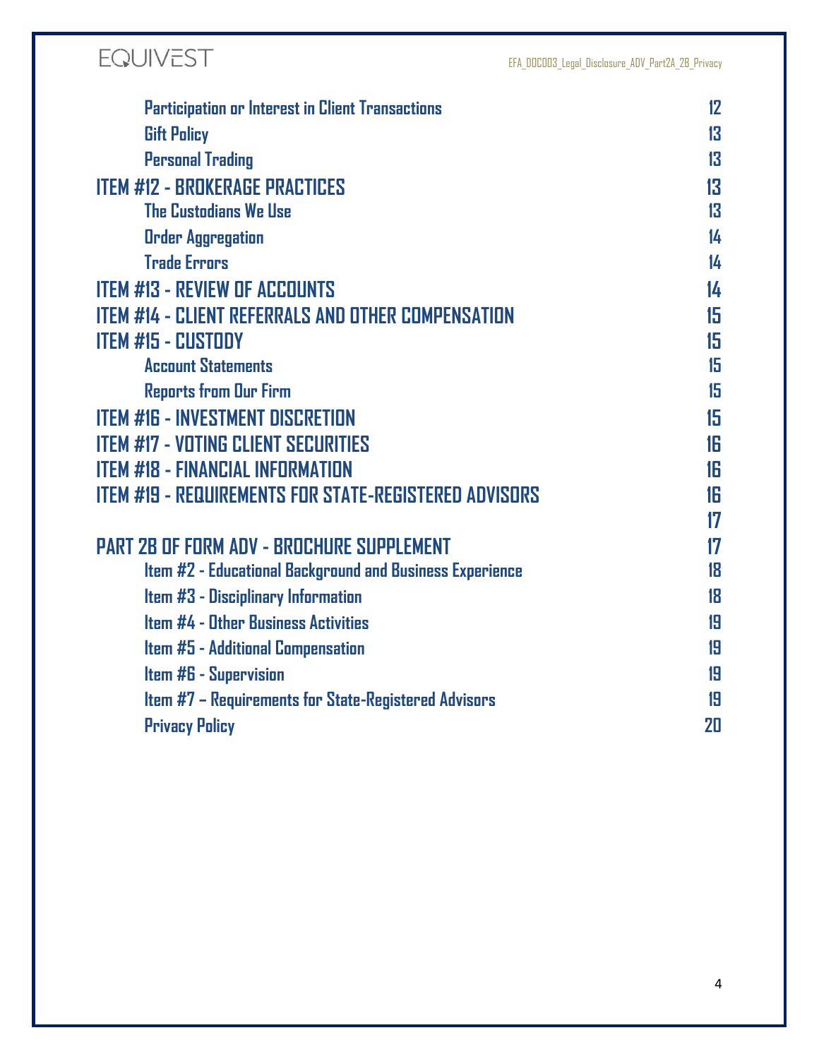| | |
|---|---|
| Participation or Interest in Client Transactions | 12 |
| Gift Policy | 13 |
| Personal Trading | 13 |
| **ITEM #12 - BROKERAGE PRACTICES** | **13** |
| The Custodians We Use | 13 |
| Order Aggregation | 14 |
| Trade Errors | 14 |
| **ITEM #13 - REVIEW OF ACCOUNTS** | **14** |
| **ITEM #14 - CLIENT REFERRALS AND OTHER COMPENSATION** | **15** |
| **ITEM #15 - CUSTODY** | **15** |
| Account Statements | 15 |
| Reports from Our Firm | 15 |
| **ITEM #16 - INVESTMENT DISCRETION** | **15** |
| **ITEM #17 - VOTING CLIENT SECURITIES** | **16** |
| **ITEM #18 - FINANCIAL INFORMATION** | **16** |
| **ITEM #19 - REQUIREMENTS FOR STATE-REGISTERED ADVISORS** | **16** |
| | **17** |
| **PART 2B OF FORM ADV - BROCHURE SUPPLEMENT** | **17** |
| Item #2 - Educational Background and Business Experience | 18 |
| Item #3 - Disciplinary Information | 18 |
| Item #4 - Other Business Activities | 19 |
| Item #5 - Additional Compensation | 19 |
| Item #6 - Supervision | 19 |
| Item #7 – Requirements for State-Registered Advisors | 19 |
| Privacy Policy | 20 |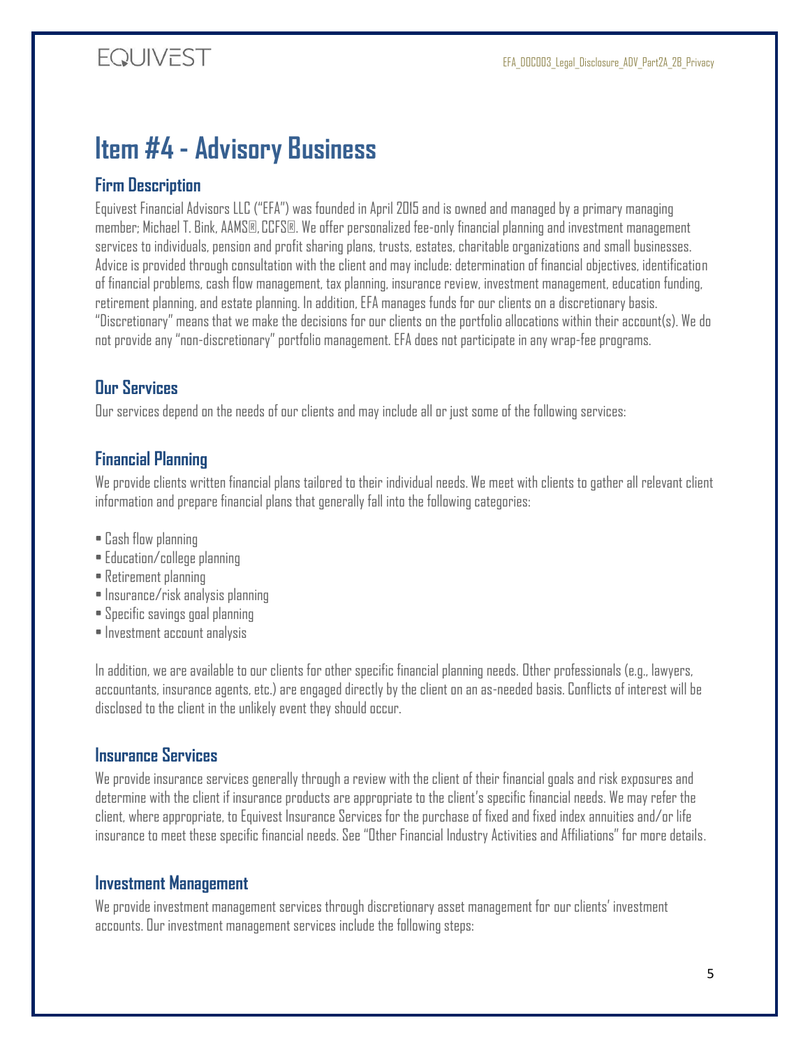# Item #4 - Advisory Business

## Firm Description

Equivest Financial Advisors LLC ("EFA") was founded in April 2015 and is owned and managed by a primary managing member; Michael T. Bink, AAMS®, CCFS®. We offer personalized fee-only financial planning and investment management services to individuals, pension and profit sharing plans, trusts, estates, charitable organizations and small businesses. Advice is provided through consultation with the client and may include: determination of financial objectives, identification of financial problems, cash flow management, tax planning, insurance review, investment management, education funding, retirement planning, and estate planning. In addition, EFA manages funds for our clients on a discretionary basis. "Discretionary" means that we make the decisions for our clients on the portfolio allocations within their account(s). We do not provide any "non-discretionary" portfolio management. EFA does not participate in any wrap-fee programs.

## Our Services

Our services depend on the needs of our clients and may include all or just some of the following services:

## Financial Planning

We provide clients written financial plans tailored to their individual needs. We meet with clients to gather all relevant client information and prepare financial plans that generally fall into the following categories:

- Cash flow planning
- Education/college planning
- Retirement planning
- Insurance/risk analysis planning
- Specific savings goal planning
- Investment account analysis

In addition, we are available to our clients for other specific financial planning needs. Other professionals (e.g., lawyers, accountants, insurance agents, etc.) are engaged directly by the client on an as-needed basis. Conflicts of interest will be disclosed to the client in the unlikely event they should occur.

## Insurance Services

We provide insurance services generally through a review with the client of their financial goals and risk exposures and determine with the client if insurance products are appropriate to the client's specific financial needs. We may refer the client, where appropriate, to Equivest Insurance Services for the purchase of fixed and fixed index annuities and/or life insurance to meet these specific financial needs. See "Other Financial Industry Activities and Affiliations" for more details.

## Investment Management

We provide investment management services through discretionary asset management for our clients' investment accounts. Our investment management services include the following steps: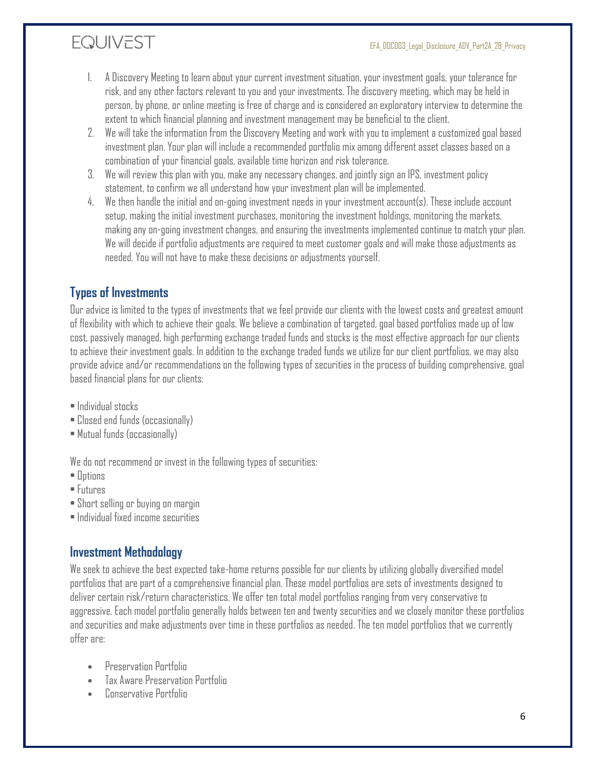1. A Discovery Meeting to learn about your current investment situation, your investment goals, your tolerance for risk, and any other factors relevant to you and your investments. The discovery meeting, which may be held in person, by phone, or online meeting is free of charge and is considered an exploratory interview to determine the extent to which financial planning and investment management may be beneficial to the client.
2. We will take the information from the Discovery Meeting and work with you to implement a customized goal based investment plan. Your plan will include a recommended portfolio mix among different asset classes based on a combination of your financial goals, available time horizon and risk tolerance.
3. We will review this plan with you, make any necessary changes, and jointly sign an IPS, investment policy statement, to confirm we all understand how your investment plan will be implemented.
4. We then handle the initial and on-going investment needs in your investment account(s). These include account setup, making the initial investment purchases, monitoring the investment holdings, monitoring the markets, making any on-going investment changes, and ensuring the investments implemented continue to match your plan. We will decide if portfolio adjustments are required to meet customer goals and will make those adjustments as needed. You will not have to make these decisions or adjustments yourself.

## Types of Investments

Our advice is limited to the types of investments that we feel provide our clients with the lowest costs and greatest amount of flexibility with which to achieve their goals. We believe a combination of targeted, goal based portfolios made up of low cost, passively managed, high performing exchange traded funds and stocks is the most effective approach for our clients to achieve their investment goals. In addition to the exchange traded funds we utilize for our client portfolios, we may also provide advice and/or recommendations on the following types of securities in the process of building comprehensive, goal based financial plans for our clients:

- Individual stocks
- Closed end funds (occasionally)
- Mutual funds (occasionally)

We do not recommend or invest in the following types of securities:

- Options
- Futures
- Short selling or buying on margin
- Individual fixed income securities

## Investment Methodology

We seek to achieve the best expected take-home returns possible for our clients by utilizing globally diversified model portfolios that are part of a comprehensive financial plan. These model portfolios are sets of investments designed to deliver certain risk/return characteristics. We offer ten total model portfolios ranging from very conservative to aggressive. Each model portfolio generally holds between ten and twenty securities and we closely monitor these portfolios and securities and make adjustments over time in these portfolios as needed. The ten model portfolios that we currently offer are:

- Preservation Portfolio
- Tax Aware Preservation Portfolio
- Conservative Portfolio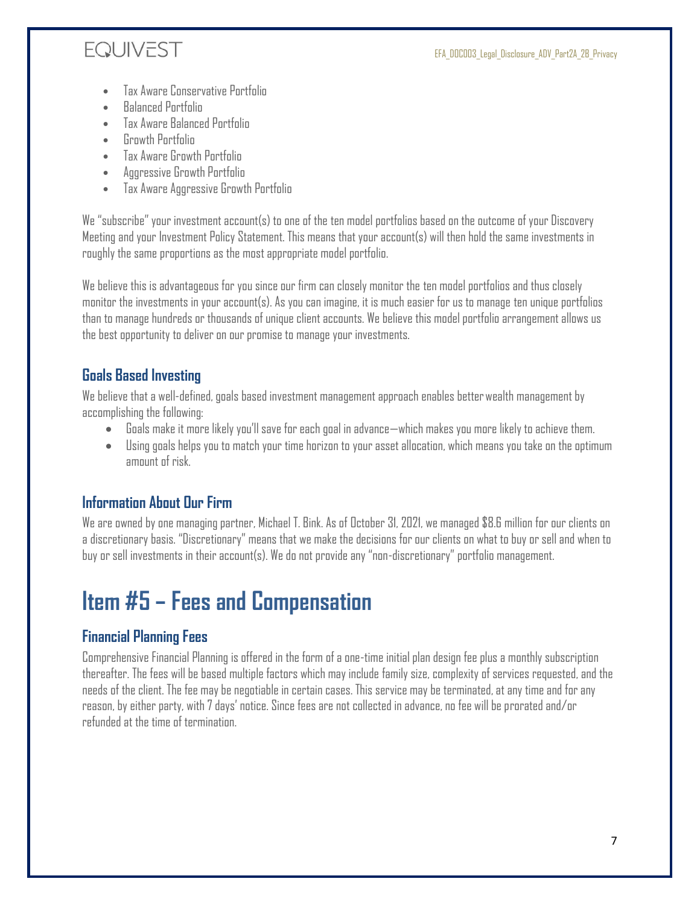- Tax Aware Conservative Portfolio
- Balanced Portfolio
- Tax Aware Balanced Portfolio
- Growth Portfolio
- Tax Aware Growth Portfolio
- Aggressive Growth Portfolio
- Tax Aware Aggressive Growth Portfolio

We "subscribe" your investment account(s) to one of the ten model portfolios based on the outcome of your Discovery Meeting and your Investment Policy Statement. This means that your account(s) will then hold the same investments in roughly the same proportions as the most appropriate model portfolio.

We believe this is advantageous for you since our firm can closely monitor the ten model portfolios and thus closely monitor the investments in your account(s). As you can imagine, it is much easier for us to manage ten unique portfolios than to manage hundreds or thousands of unique client accounts. We believe this model portfolio arrangement allows us the best opportunity to deliver on our promise to manage your investments.

### Goals Based Investing

We believe that a well-defined, goals based investment management approach enables better wealth management by accomplishing the following:

- Goals make it more likely you'll save for each goal in advance—which makes you more likely to achieve them.
- Using goals helps you to match your time horizon to your asset allocation, which means you take on the optimum amount of risk.

### Information About Our Firm

We are owned by one managing partner, Michael T. Bink. As of October 31, 2021, we managed $8.6 million for our clients on a discretionary basis. "Discretionary" means that we make the decisions for our clients on what to buy or sell and when to buy or sell investments in their account(s). We do not provide any "non-discretionary" portfolio management.

# Item #5 – Fees and Compensation

### Financial Planning Fees

Comprehensive Financial Planning is offered in the form of a one-time initial plan design fee plus a monthly subscription thereafter. The fees will be based multiple factors which may include family size, complexity of services requested, and the needs of the client. The fee may be negotiable in certain cases. This service may be terminated, at any time and for any reason, by either party, with 7 days' notice. Since fees are not collected in advance, no fee will be prorated and/or refunded at the time of termination.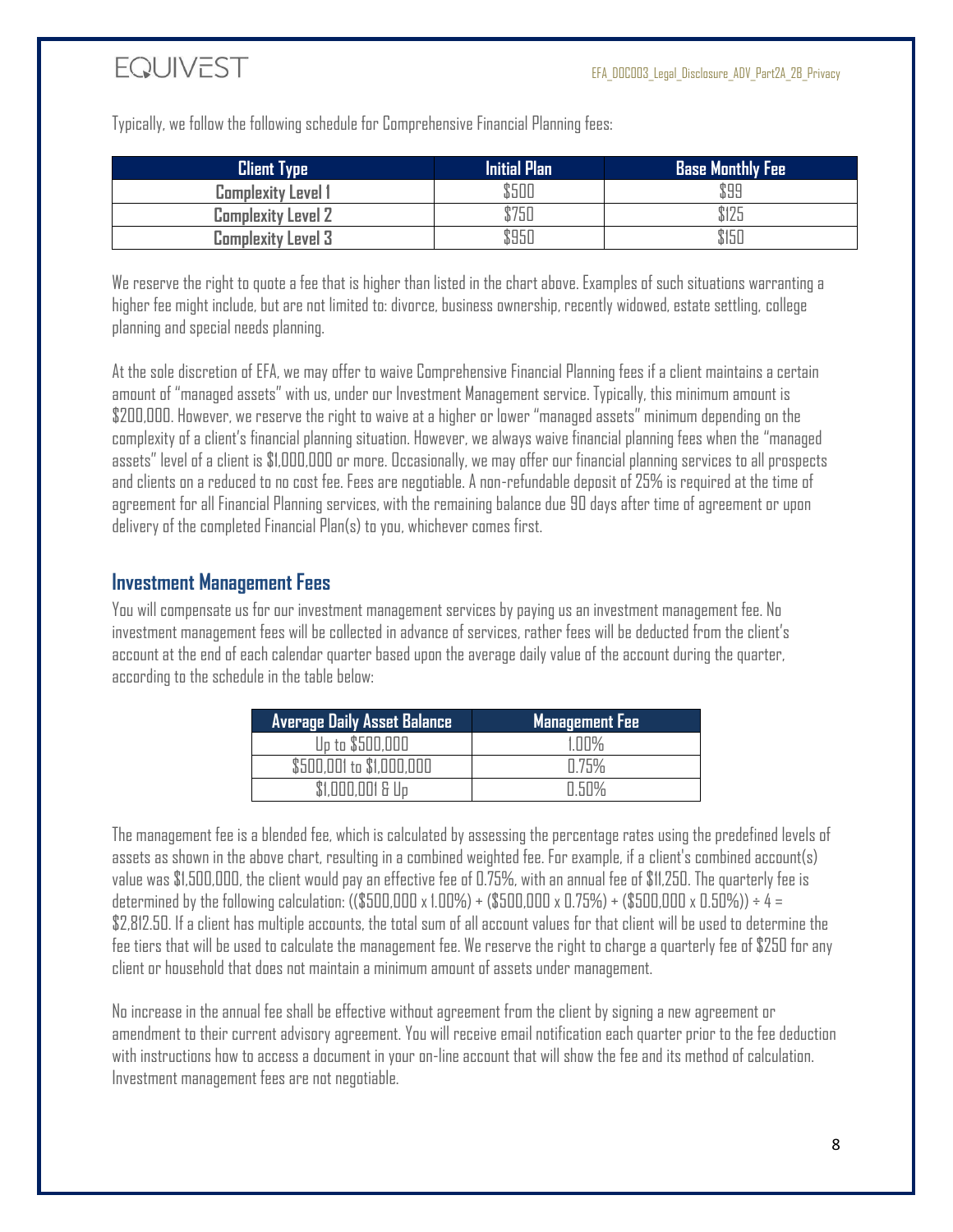Typically, we follow the following schedule for Comprehensive Financial Planning fees:

| Client Type | Initial Plan | Base Monthly Fee |
|---|---|---|
| **Complexity Level 1** | $500 | $99 |
| **Complexity Level 2** | $750 | $125 |
| **Complexity Level 3** | $950 | $150 |

We reserve the right to quote a fee that is higher than listed in the chart above. Examples of such situations warranting a higher fee might include, but are not limited to: divorce, business ownership, recently widowed, estate settling, college planning and special needs planning.

At the sole discretion of EFA, we may offer to waive Comprehensive Financial Planning fees if a client maintains a certain amount of "managed assets" with us, under our Investment Management service. Typically, this minimum amount is $200,000. However, we reserve the right to waive at a higher or lower "managed assets" minimum depending on the complexity of a client's financial planning situation. However, we always waive financial planning fees when the "managed assets" level of a client is $1,000,000 or more. Occasionally, we may offer our financial planning services to all prospects and clients on a reduced to no cost fee. Fees are negotiable. A non-refundable deposit of 25% is required at the time of agreement for all Financial Planning services, with the remaining balance due 90 days after time of agreement or upon delivery of the completed Financial Plan(s) to you, whichever comes first.

## Investment Management Fees

You will compensate us for our investment management services by paying us an investment management fee. No investment management fees will be collected in advance of services, rather fees will be deducted from the client's account at the end of each calendar quarter based upon the average daily value of the account during the quarter, according to the schedule in the table below:

| Average Daily Asset Balance | Management Fee |
|---|---|
| Up to $500,000 | 1.00% |
| $500,001 to $1,000,000 | 0.75% |
| $1,000,001 & Up | 0.50% |

The management fee is a blended fee, which is calculated by assessing the percentage rates using the predefined levels of assets as shown in the above chart, resulting in a combined weighted fee. For example, if a client's combined account(s) value was $1,500,000, the client would pay an effective fee of 0.75%, with an annual fee of $11,250. The quarterly fee is determined by the following calculation: (($500,000 x 1.00%) + ($500,000 x 0.75%) + ($500,000 x 0.50%)) ÷ 4 = $2,812.50. If a client has multiple accounts, the total sum of all account values for that client will be used to determine the fee tiers that will be used to calculate the management fee. We reserve the right to charge a quarterly fee of $250 for any client or household that does not maintain a minimum amount of assets under management.

No increase in the annual fee shall be effective without agreement from the client by signing a new agreement or amendment to their current advisory agreement. You will receive email notification each quarter prior to the fee deduction with instructions how to access a document in your on-line account that will show the fee and its method of calculation. Investment management fees are not negotiable.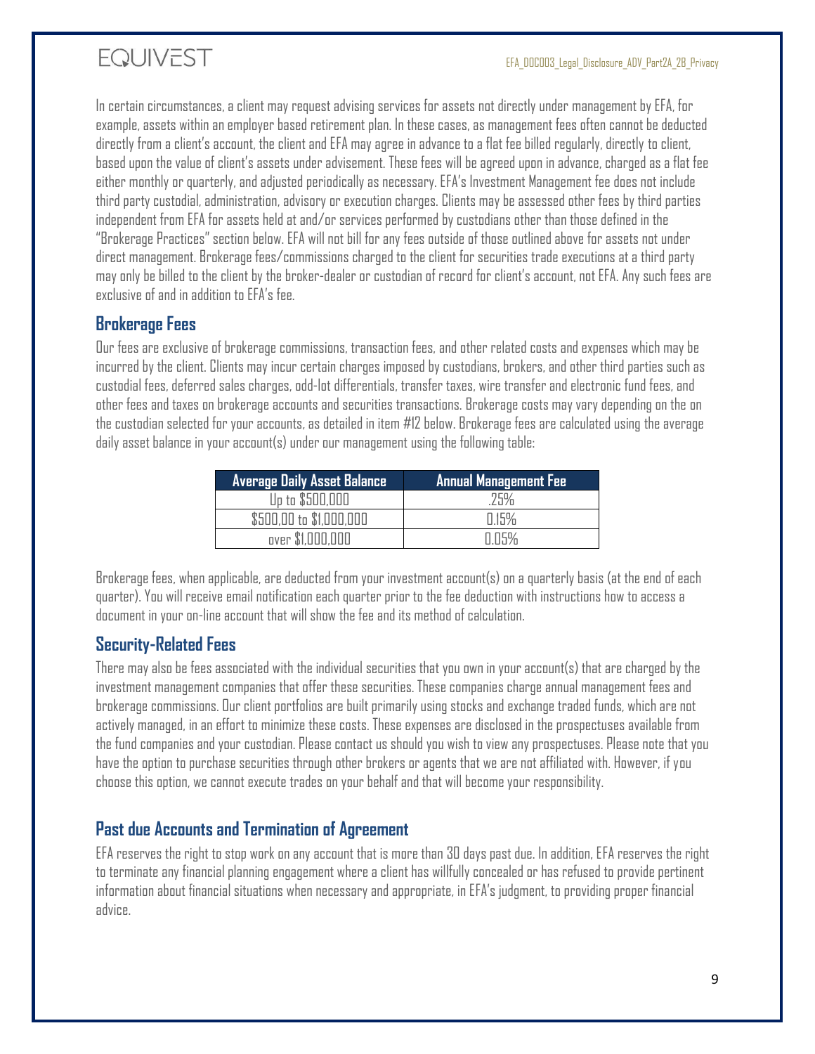In certain circumstances, a client may request advising services for assets not directly under management by EFA, for example, assets within an employer based retirement plan. In these cases, as management fees often cannot be deducted directly from a client's account, the client and EFA may agree in advance to a flat fee billed regularly, directly to client, based upon the value of client's assets under advisement. These fees will be agreed upon in advance, charged as a flat fee either monthly or quarterly, and adjusted periodically as necessary. EFA's Investment Management fee does not include third party custodial, administration, advisory or execution charges. Clients may be assessed other fees by third parties independent from EFA for assets held at and/or services performed by custodians other than those defined in the "Brokerage Practices" section below. EFA will not bill for any fees outside of those outlined above for assets not under direct management. Brokerage fees/commissions charged to the client for securities trade executions at a third party may only be billed to the client by the broker-dealer or custodian of record for client's account, not EFA. Any such fees are exclusive of and in addition to EFA's fee.

## Brokerage Fees

Our fees are exclusive of brokerage commissions, transaction fees, and other related costs and expenses which may be incurred by the client. Clients may incur certain charges imposed by custodians, brokers, and other third parties such as custodial fees, deferred sales charges, odd-lot differentials, transfer taxes, wire transfer and electronic fund fees, and other fees and taxes on brokerage accounts and securities transactions. Brokerage costs may vary depending on the on the custodian selected for your accounts, as detailed in item #12 below. Brokerage fees are calculated using the average daily asset balance in your account(s) under our management using the following table:

| Average Daily Asset Balance | Annual Management Fee |
|---|---|
| Up to $500,000 | .25% |
| $500,00 to $1,000,000 | 0.15% |
| over $1,000,000 | 0.05% |

Brokerage fees, when applicable, are deducted from your investment account(s) on a quarterly basis (at the end of each quarter). You will receive email notification each quarter prior to the fee deduction with instructions how to access a document in your on-line account that will show the fee and its method of calculation.

## Security-Related Fees

There may also be fees associated with the individual securities that you own in your account(s) that are charged by the investment management companies that offer these securities. These companies charge annual management fees and brokerage commissions. Our client portfolios are built primarily using stocks and exchange traded funds, which are not actively managed, in an effort to minimize these costs. These expenses are disclosed in the prospectuses available from the fund companies and your custodian. Please contact us should you wish to view any prospectuses. Please note that you have the option to purchase securities through other brokers or agents that we are not affiliated with. However, if you choose this option, we cannot execute trades on your behalf and that will become your responsibility.

## Past due Accounts and Termination of Agreement

EFA reserves the right to stop work on any account that is more than 30 days past due. In addition, EFA reserves the right to terminate any financial planning engagement where a client has willfully concealed or has refused to provide pertinent information about financial situations when necessary and appropriate, in EFA's judgment, to providing proper financial advice.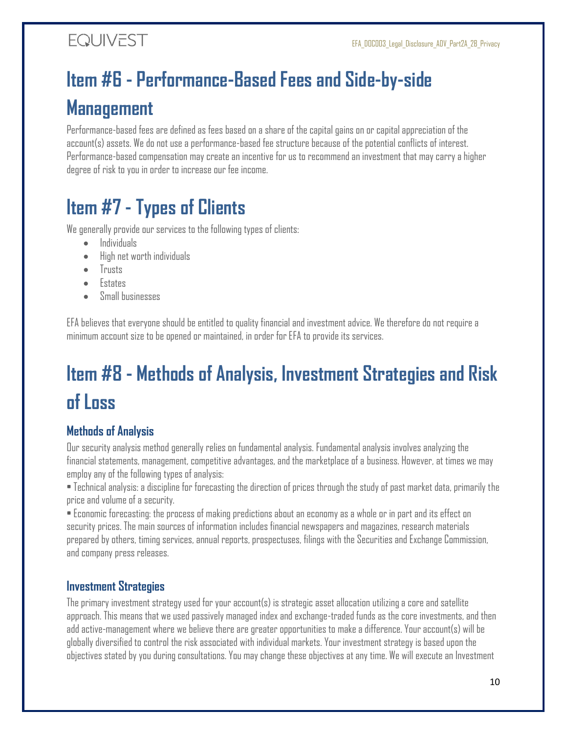# Item #6 - Performance-Based Fees and Side-by-side Management

Performance-based fees are defined as fees based on a share of the capital gains on or capital appreciation of the account(s) assets. We do not use a performance-based fee structure because of the potential conflicts of interest. Performance-based compensation may create an incentive for us to recommend an investment that may carry a higher degree of risk to you in order to increase our fee income.

# Item #7 - Types of Clients

We generally provide our services to the following types of clients:

- Individuals
- High net worth individuals
- Trusts
- Estates
- Small businesses

EFA believes that everyone should be entitled to quality financial and investment advice. We therefore do not require a minimum account size to be opened or maintained, in order for EFA to provide its services.

# Item #8 - Methods of Analysis, Investment Strategies and Risk of Loss

## Methods of Analysis

Our security analysis method generally relies on fundamental analysis. Fundamental analysis involves analyzing the financial statements, management, competitive advantages, and the marketplace of a business. However, at times we may employ any of the following types of analysis:

• Technical analysis: a discipline for forecasting the direction of prices through the study of past market data, primarily the price and volume of a security.

• Economic forecasting: the process of making predictions about an economy as a whole or in part and its effect on security prices. The main sources of information includes financial newspapers and magazines, research materials prepared by others, timing services, annual reports, prospectuses, filings with the Securities and Exchange Commission, and company press releases.

## Investment Strategies

The primary investment strategy used for your account(s) is strategic asset allocation utilizing a core and satellite approach. This means that we used passively managed index and exchange-traded funds as the core investments, and then add active-management where we believe there are greater opportunities to make a difference. Your account(s) will be globally diversified to control the risk associated with individual markets. Your investment strategy is based upon the objectives stated by you during consultations. You may change these objectives at any time. We will execute an Investment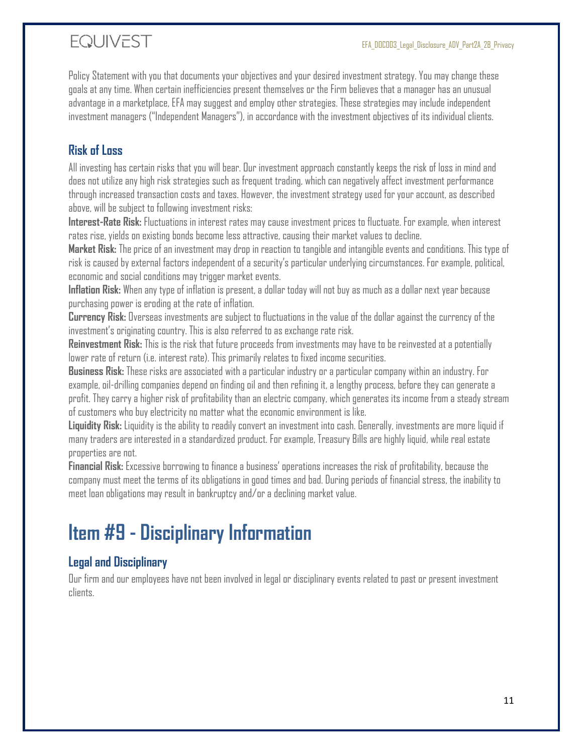Policy Statement with you that documents your objectives and your desired investment strategy. You may change these goals at any time. When certain inefficiencies present themselves or the Firm believes that a manager has an unusual advantage in a marketplace, EFA may suggest and employ other strategies. These strategies may include independent investment managers ("Independent Managers"), in accordance with the investment objectives of its individual clients.

### Risk of Loss

All investing has certain risks that you will bear. Our investment approach constantly keeps the risk of loss in mind and does not utilize any high risk strategies such as frequent trading, which can negatively affect investment performance through increased transaction costs and taxes. However, the investment strategy used for your account, as described above, will be subject to following investment risks:

**Interest-Rate Risk:** Fluctuations in interest rates may cause investment prices to fluctuate. For example, when interest rates rise, yields on existing bonds become less attractive, causing their market values to decline.

**Market Risk:** The price of an investment may drop in reaction to tangible and intangible events and conditions. This type of risk is caused by external factors independent of a security's particular underlying circumstances. For example, political, economic and social conditions may trigger market events.

**Inflation Risk:** When any type of inflation is present, a dollar today will not buy as much as a dollar next year because purchasing power is eroding at the rate of inflation.

**Currency Risk:** Overseas investments are subject to fluctuations in the value of the dollar against the currency of the investment's originating country. This is also referred to as exchange rate risk.

**Reinvestment Risk:** This is the risk that future proceeds from investments may have to be reinvested at a potentially lower rate of return (i.e. interest rate). This primarily relates to fixed income securities.

**Business Risk:** These risks are associated with a particular industry or a particular company within an industry. For example, oil-drilling companies depend on finding oil and then refining it, a lengthy process, before they can generate a profit. They carry a higher risk of profitability than an electric company, which generates its income from a steady stream of customers who buy electricity no matter what the economic environment is like.

**Liquidity Risk:** Liquidity is the ability to readily convert an investment into cash. Generally, investments are more liquid if many traders are interested in a standardized product. For example, Treasury Bills are highly liquid, while real estate properties are not.

**Financial Risk:** Excessive borrowing to finance a business' operations increases the risk of profitability, because the company must meet the terms of its obligations in good times and bad. During periods of financial stress, the inability to meet loan obligations may result in bankruptcy and/or a declining market value.

# Item #9 - Disciplinary Information

### Legal and Disciplinary

Our firm and our employees have not been involved in legal or disciplinary events related to past or present investment clients.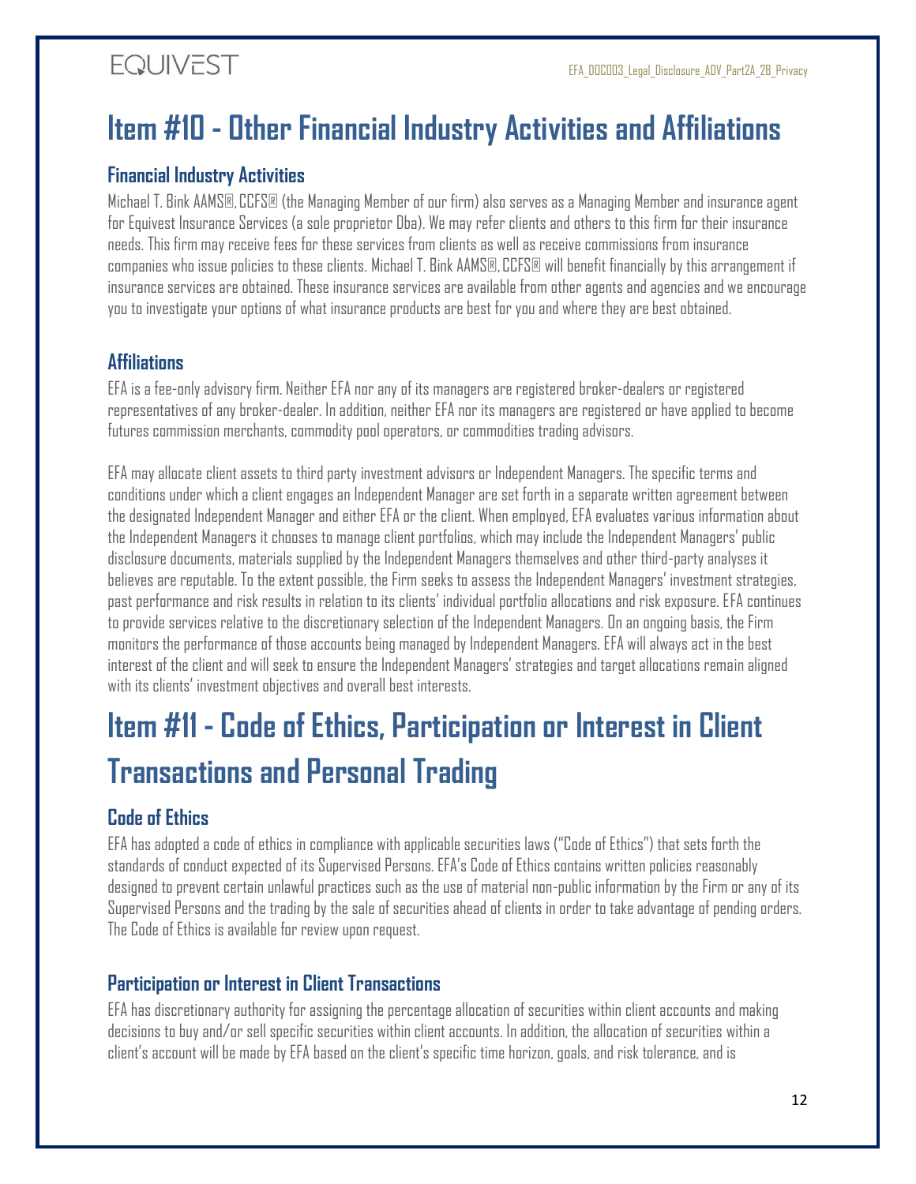# Item #10 - Other Financial Industry Activities and Affiliations

### Financial Industry Activities

Michael T. Bink AAMS®, CCFS® (the Managing Member of our firm) also serves as a Managing Member and insurance agent for Equivest Insurance Services (a sole proprietor Dba). We may refer clients and others to this firm for their insurance needs. This firm may receive fees for these services from clients as well as receive commissions from insurance companies who issue policies to these clients. Michael T. Bink AAMS®, CCFS® will benefit financially by this arrangement if insurance services are obtained. These insurance services are available from other agents and agencies and we encourage you to investigate your options of what insurance products are best for you and where they are best obtained.

### Affiliations

EFA is a fee-only advisory firm. Neither EFA nor any of its managers are registered broker-dealers or registered representatives of any broker-dealer. In addition, neither EFA nor its managers are registered or have applied to become futures commission merchants, commodity pool operators, or commodities trading advisors.

EFA may allocate client assets to third party investment advisors or Independent Managers. The specific terms and conditions under which a client engages an Independent Manager are set forth in a separate written agreement between the designated Independent Manager and either EFA or the client. When employed, EFA evaluates various information about the Independent Managers it chooses to manage client portfolios, which may include the Independent Managers' public disclosure documents, materials supplied by the Independent Managers themselves and other third-party analyses it believes are reputable. To the extent possible, the Firm seeks to assess the Independent Managers' investment strategies, past performance and risk results in relation to its clients' individual portfolio allocations and risk exposure. EFA continues to provide services relative to the discretionary selection of the Independent Managers. On an ongoing basis, the Firm monitors the performance of those accounts being managed by Independent Managers. EFA will always act in the best interest of the client and will seek to ensure the Independent Managers' strategies and target allocations remain aligned with its clients' investment objectives and overall best interests.

# Item #11 - Code of Ethics, Participation or Interest in Client Transactions and Personal Trading

### Code of Ethics

EFA has adopted a code of ethics in compliance with applicable securities laws ("Code of Ethics") that sets forth the standards of conduct expected of its Supervised Persons. EFA's Code of Ethics contains written policies reasonably designed to prevent certain unlawful practices such as the use of material non-public information by the Firm or any of its Supervised Persons and the trading by the sale of securities ahead of clients in order to take advantage of pending orders. The Code of Ethics is available for review upon request.

### Participation or Interest in Client Transactions

EFA has discretionary authority for assigning the percentage allocation of securities within client accounts and making decisions to buy and/or sell specific securities within client accounts. In addition, the allocation of securities within a client's account will be made by EFA based on the client's specific time horizon, goals, and risk tolerance, and is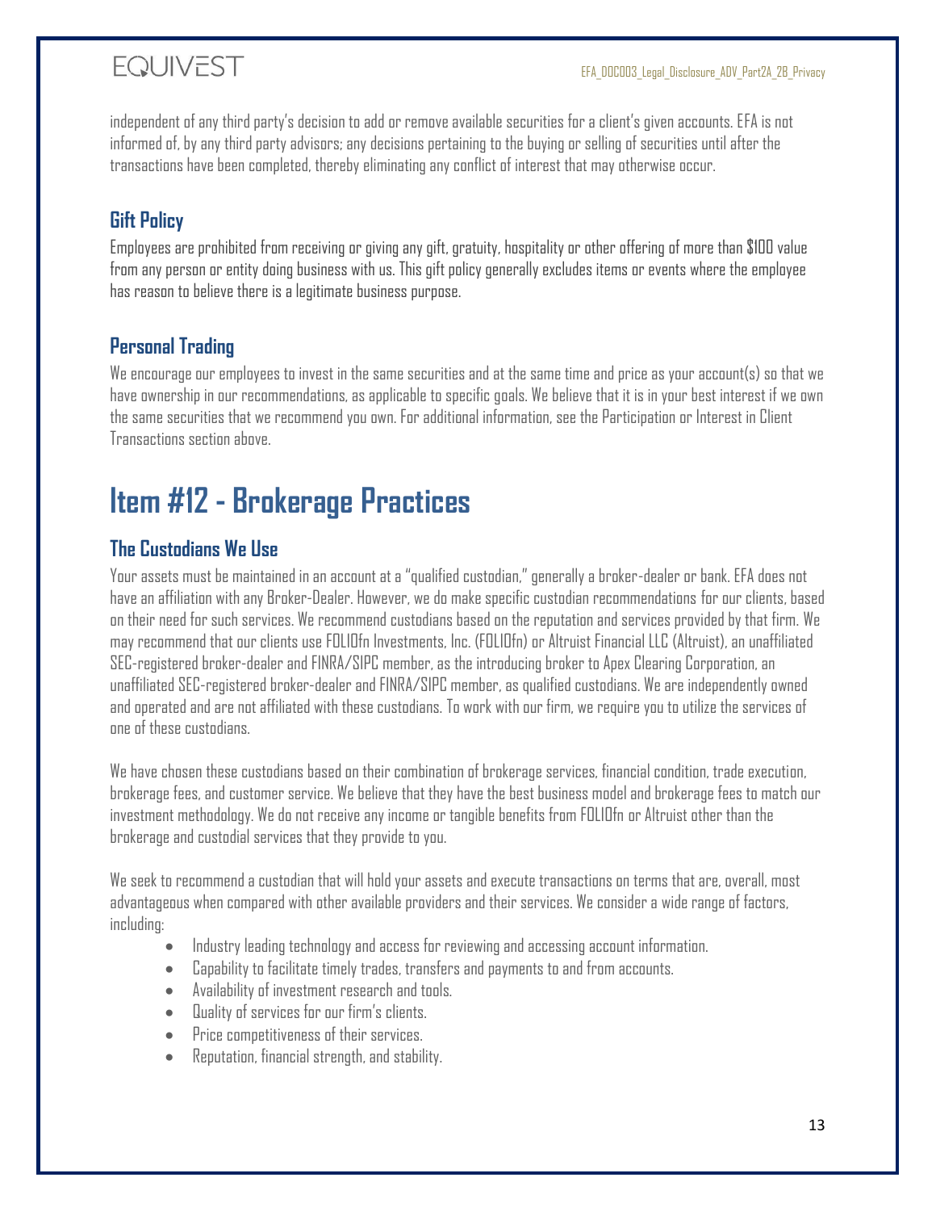independent of any third party's decision to add or remove available securities for a client's given accounts. EFA is not informed of, by any third party advisors; any decisions pertaining to the buying or selling of securities until after the transactions have been completed, thereby eliminating any conflict of interest that may otherwise occur.

### Gift Policy

Employees are prohibited from receiving or giving any gift, gratuity, hospitality or other offering of more than $100 value from any person or entity doing business with us. This gift policy generally excludes items or events where the employee has reason to believe there is a legitimate business purpose.

### Personal Trading

We encourage our employees to invest in the same securities and at the same time and price as your account(s) so that we have ownership in our recommendations, as applicable to specific goals. We believe that it is in your best interest if we own the same securities that we recommend you own. For additional information, see the Participation or Interest in Client Transactions section above.

# Item #12 - Brokerage Practices

### The Custodians We Use

Your assets must be maintained in an account at a "qualified custodian," generally a broker-dealer or bank. EFA does not have an affiliation with any Broker-Dealer. However, we do make specific custodian recommendations for our clients, based on their need for such services. We recommend custodians based on the reputation and services provided by that firm. We may recommend that our clients use FOLIOfn Investments, Inc. (FOLIOfn) or Altruist Financial LLC (Altruist), an unaffiliated SEC-registered broker-dealer and FINRA/SIPC member, as the introducing broker to Apex Clearing Corporation, an unaffiliated SEC-registered broker-dealer and FINRA/SIPC member, as qualified custodians. We are independently owned and operated and are not affiliated with these custodians. To work with our firm, we require you to utilize the services of one of these custodians.

We have chosen these custodians based on their combination of brokerage services, financial condition, trade execution, brokerage fees, and customer service. We believe that they have the best business model and brokerage fees to match our investment methodology. We do not receive any income or tangible benefits from FOLIOfn or Altruist other than the brokerage and custodial services that they provide to you.

We seek to recommend a custodian that will hold your assets and execute transactions on terms that are, overall, most advantageous when compared with other available providers and their services. We consider a wide range of factors, including:

- Industry leading technology and access for reviewing and accessing account information.
- Capability to facilitate timely trades, transfers and payments to and from accounts.
- Availability of investment research and tools.
- Quality of services for our firm's clients.
- Price competitiveness of their services.
- Reputation, financial strength, and stability.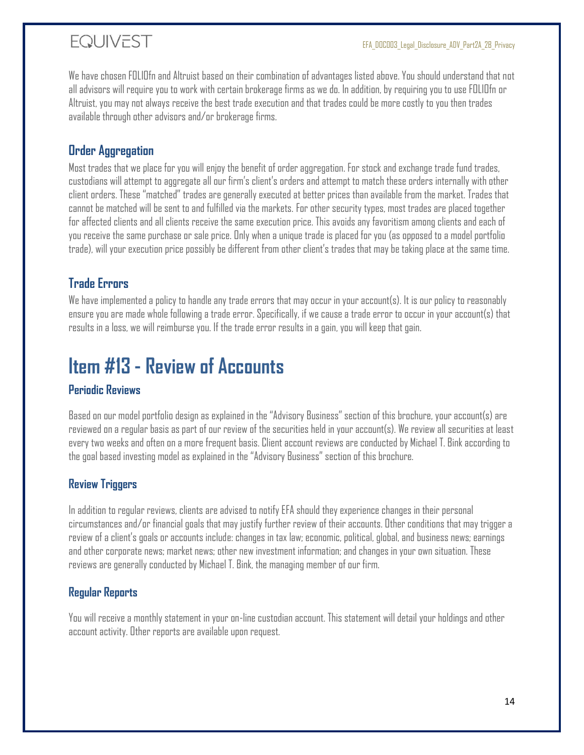We have chosen FOLIOfn and Altruist based on their combination of advantages listed above. You should understand that not all advisors will require you to work with certain brokerage firms as we do. In addition, by requiring you to use FOLIOfn or Altruist, you may not always receive the best trade execution and that trades could be more costly to you then trades available through other advisors and/or brokerage firms.

### Order Aggregation

Most trades that we place for you will enjoy the benefit of order aggregation. For stock and exchange trade fund trades, custodians will attempt to aggregate all our firm's client's orders and attempt to match these orders internally with other client orders. These "matched" trades are generally executed at better prices than available from the market. Trades that cannot be matched will be sent to and fulfilled via the markets. For other security types, most trades are placed together for affected clients and all clients receive the same execution price. This avoids any favoritism among clients and each of you receive the same purchase or sale price. Only when a unique trade is placed for you (as opposed to a model portfolio trade), will your execution price possibly be different from other client's trades that may be taking place at the same time.

### Trade Errors

We have implemented a policy to handle any trade errors that may occur in your account(s). It is our policy to reasonably ensure you are made whole following a trade error. Specifically, if we cause a trade error to occur in your account(s) that results in a loss, we will reimburse you. If the trade error results in a gain, you will keep that gain.

## Item #13 - Review of Accounts

### Periodic Reviews

Based on our model portfolio design as explained in the "Advisory Business" section of this brochure, your account(s) are reviewed on a regular basis as part of our review of the securities held in your account(s). We review all securities at least every two weeks and often on a more frequent basis. Client account reviews are conducted by Michael T. Bink according to the goal based investing model as explained in the "Advisory Business" section of this brochure.

### Review Triggers

In addition to regular reviews, clients are advised to notify EFA should they experience changes in their personal circumstances and/or financial goals that may justify further review of their accounts. Other conditions that may trigger a review of a client's goals or accounts include: changes in tax law; economic, political, global, and business news; earnings and other corporate news; market news; other new investment information; and changes in your own situation. These reviews are generally conducted by Michael T. Bink, the managing member of our firm.

### Regular Reports

You will receive a monthly statement in your on-line custodian account. This statement will detail your holdings and other account activity. Other reports are available upon request.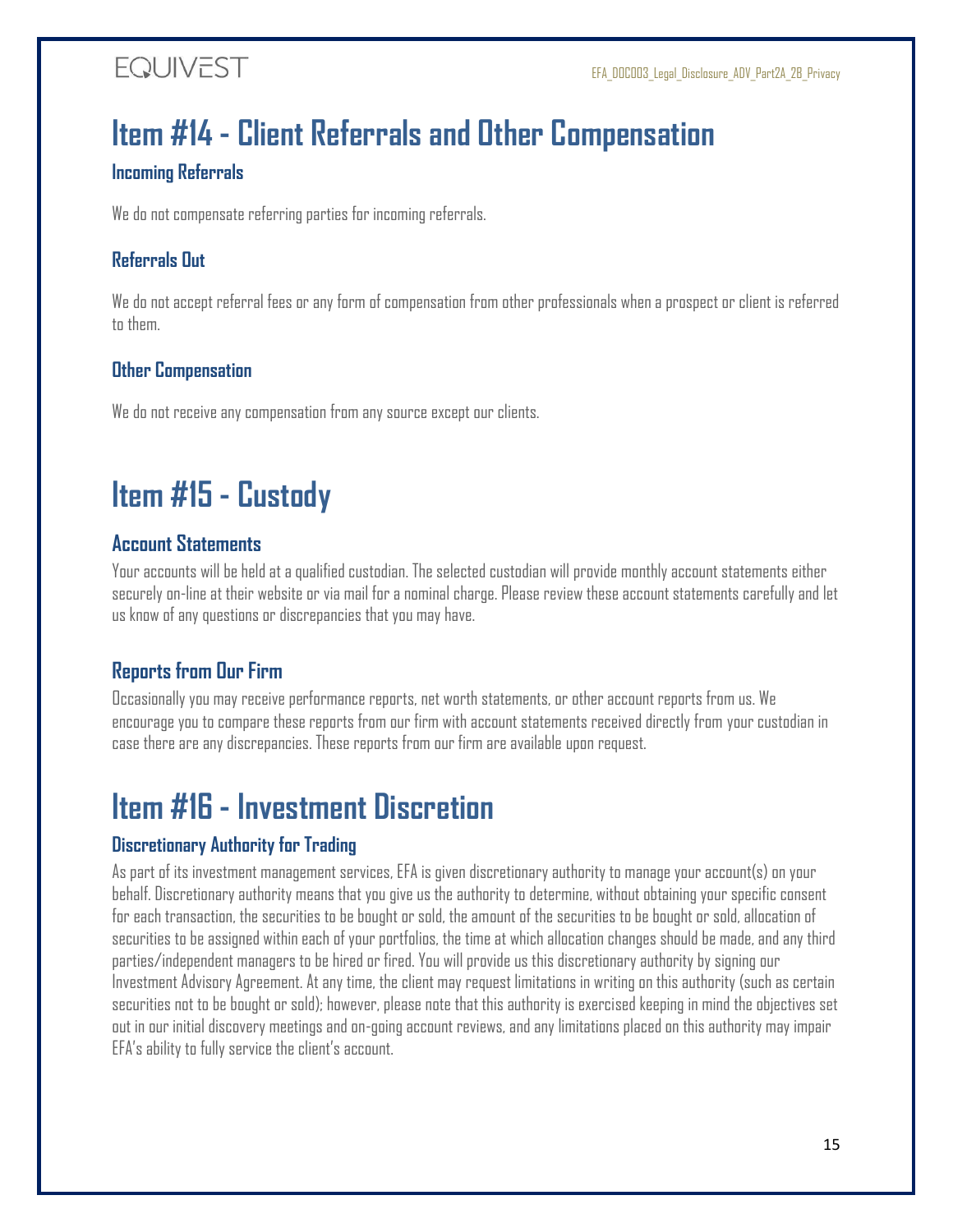# Item #14 - Client Referrals and Other Compensation

### Incoming Referrals

We do not compensate referring parties for incoming referrals.

### Referrals Out

We do not accept referral fees or any form of compensation from other professionals when a prospect or client is referred to them.

### Other Compensation

We do not receive any compensation from any source except our clients.

# Item #15 - Custody

### Account Statements

Your accounts will be held at a qualified custodian. The selected custodian will provide monthly account statements either securely on-line at their website or via mail for a nominal charge. Please review these account statements carefully and let us know of any questions or discrepancies that you may have.

### Reports from Our Firm

Occasionally you may receive performance reports, net worth statements, or other account reports from us. We encourage you to compare these reports from our firm with account statements received directly from your custodian in case there are any discrepancies. These reports from our firm are available upon request.

# Item #16 - Investment Discretion

### Discretionary Authority for Trading

As part of its investment management services, EFA is given discretionary authority to manage your account(s) on your behalf. Discretionary authority means that you give us the authority to determine, without obtaining your specific consent for each transaction, the securities to be bought or sold, the amount of the securities to be bought or sold, allocation of securities to be assigned within each of your portfolios, the time at which allocation changes should be made, and any third parties/independent managers to be hired or fired. You will provide us this discretionary authority by signing our Investment Advisory Agreement. At any time, the client may request limitations in writing on this authority (such as certain securities not to be bought or sold); however, please note that this authority is exercised keeping in mind the objectives set out in our initial discovery meetings and on-going account reviews, and any limitations placed on this authority may impair EFA's ability to fully service the client's account.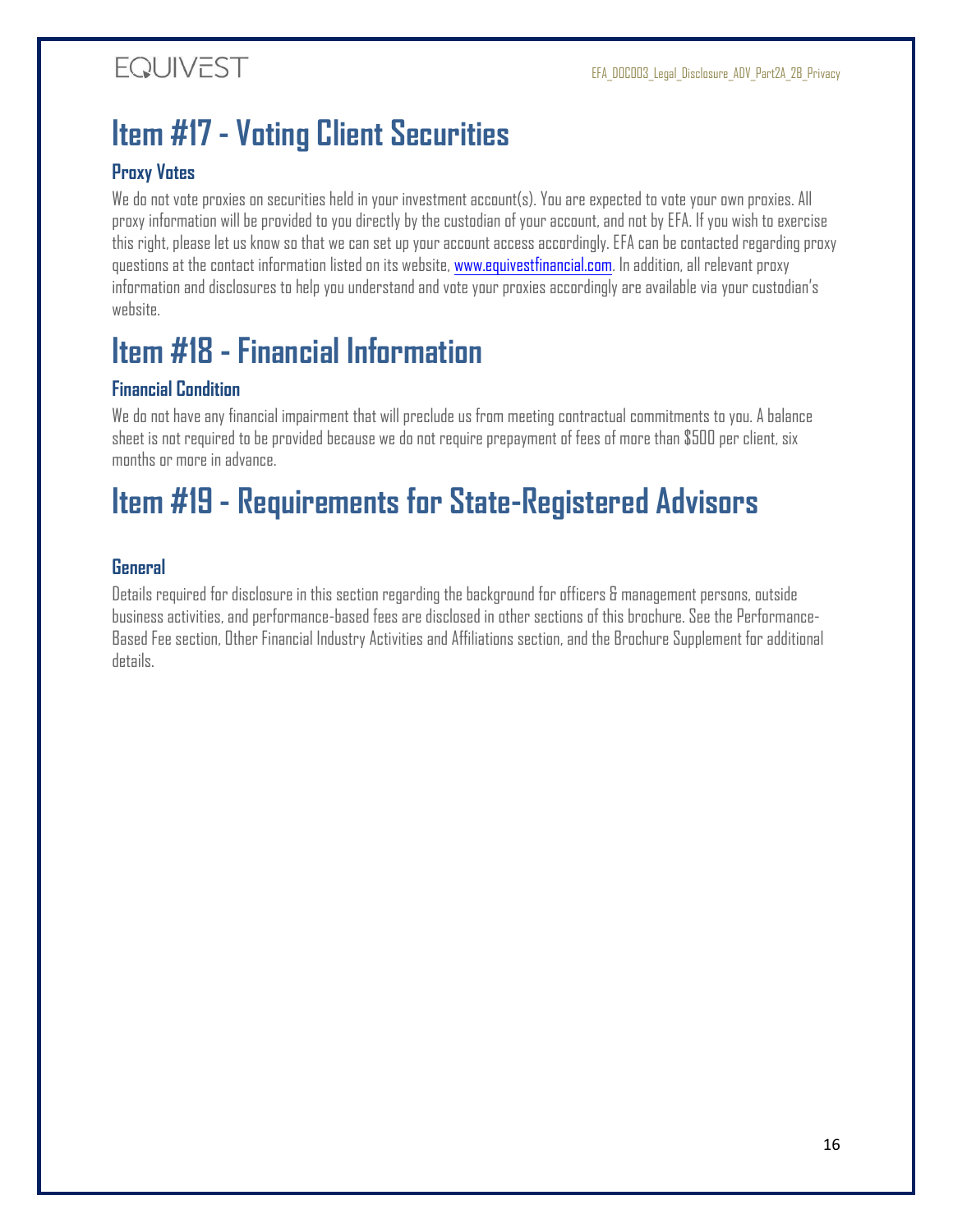# Item #17 - Voting Client Securities

## Proxy Votes

We do not vote proxies on securities held in your investment account(s). You are expected to vote your own proxies. All proxy information will be provided to you directly by the custodian of your account, and not by EFA. If you wish to exercise this right, please let us know so that we can set up your account access accordingly. EFA can be contacted regarding proxy questions at the contact information listed on its website, [www.equivestfinancial.com](http://www.equivestfinancial.com). In addition, all relevant proxy information and disclosures to help you understand and vote your proxies accordingly are available via your custodian's website.

# Item #18 - Financial Information

## Financial Condition

We do not have any financial impairment that will preclude us from meeting contractual commitments to you. A balance sheet is not required to be provided because we do not require prepayment of fees of more than $500 per client, six months or more in advance.

# Item #19 - Requirements for State-Registered Advisors

## General

Details required for disclosure in this section regarding the background for officers & management persons, outside business activities, and performance-based fees are disclosed in other sections of this brochure. See the Performance-Based Fee section, Other Financial Industry Activities and Affiliations section, and the Brochure Supplement for additional details.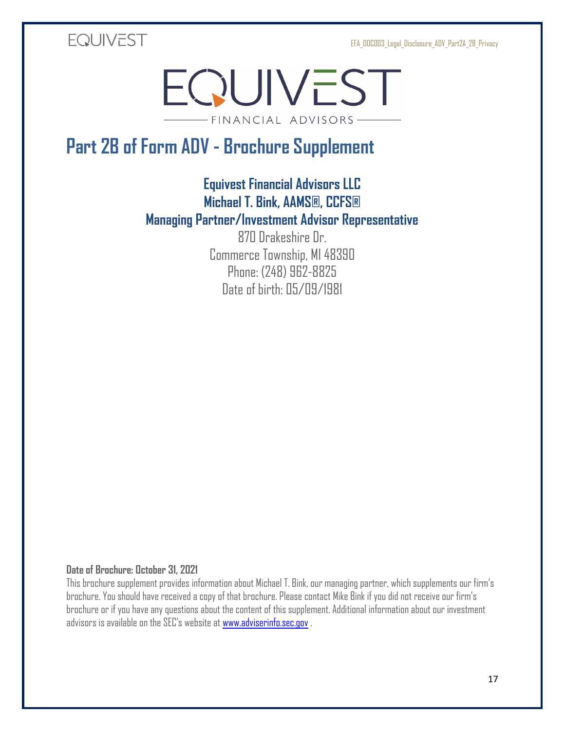# Part 2B of Form ADV - Brochure Supplement

**Equivest Financial Advisors LLC**
**Michael T. Bink, AAMS®, CCFS®**
**Managing Partner/Investment Advisor Representative**

870 Drakeshire Dr.
Commerce Township, MI 48390
Phone: (248) 962-8825
Date of birth: 05/09/1981

**Date of Brochure: October 31, 2021**

This brochure supplement provides information about Michael T. Bink, our managing partner, which supplements our firm's brochure. You should have received a copy of that brochure. Please contact Mike Bink if you did not receive our firm's brochure or if you have any questions about the content of this supplement. Additional information about our investment advisors is available on the SEC's website at www.adviserinfo.sec.gov .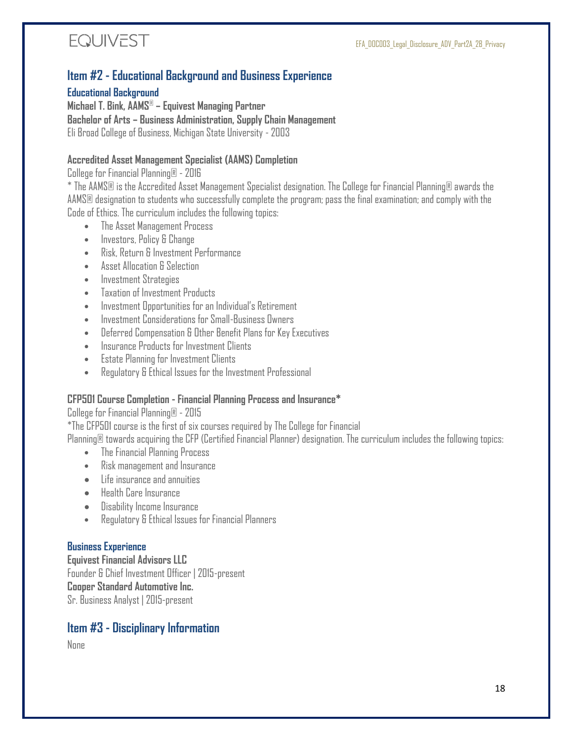## Item #2 - Educational Background and Business Experience

### Educational Background

**Michael T. Bink, AAMS® – Equivest Managing Partner**

**Bachelor of Arts – Business Administration, Supply Chain Management**

Eli Broad College of Business, Michigan State University - 2003

**Accredited Asset Management Specialist (AAMS) Completion**

College for Financial Planning® - 2016

* The AAMS® is the Accredited Asset Management Specialist designation. The College for Financial Planning® awards the AAMS® designation to students who successfully complete the program; pass the final examination; and comply with the Code of Ethics. The curriculum includes the following topics:

- The Asset Management Process
- Investors, Policy & Change
- Risk, Return & Investment Performance
- Asset Allocation & Selection
- Investment Strategies
- Taxation of Investment Products
- Investment Opportunities for an Individual's Retirement
- Investment Considerations for Small-Business Owners
- Deferred Compensation & Other Benefit Plans for Key Executives
- Insurance Products for Investment Clients
- Estate Planning for Investment Clients
- Regulatory & Ethical Issues for the Investment Professional

**CFP501 Course Completion - Financial Planning Process and Insurance***

College for Financial Planning® - 2015

*The CFP501 course is the first of six courses required by The College for Financial Planning® towards acquiring the CFP (Certified Financial Planner) designation. The curriculum includes the following topics:

- The Financial Planning Process
- Risk management and Insurance
- Life insurance and annuities
- Health Care Insurance
- Disability Income Insurance
- Regulatory & Ethical Issues for Financial Planners

### Business Experience

**Equivest Financial Advisors LLC**

Founder & Chief Investment Officer | 2015-present

**Cooper Standard Automotive Inc.**

Sr. Business Analyst | 2015-present

## Item #3 - Disciplinary Information

None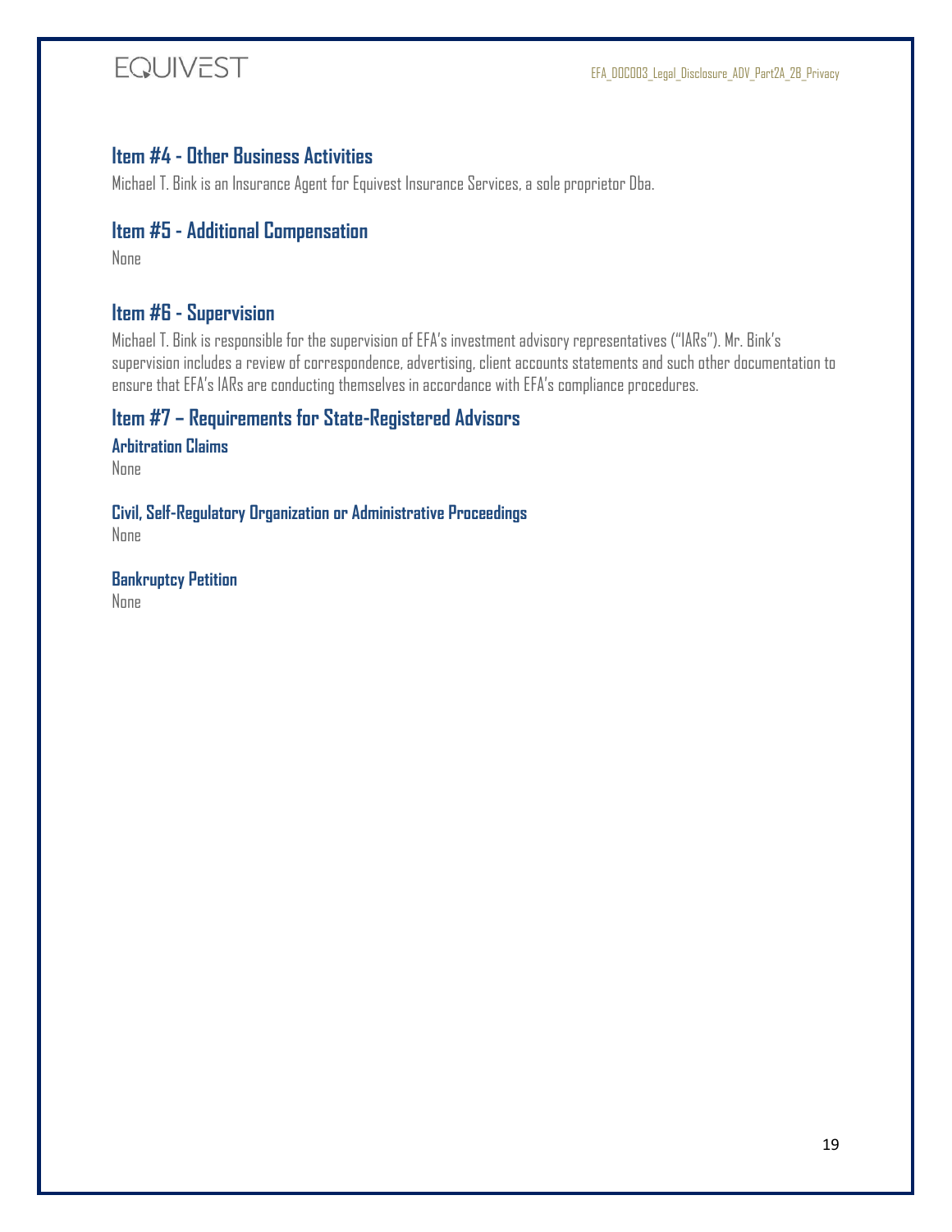## Item #4 - Other Business Activities

Michael T. Bink is an Insurance Agent for Equivest Insurance Services, a sole proprietor Dba.

## Item #5 - Additional Compensation

None

## Item #6 - Supervision

Michael T. Bink is responsible for the supervision of EFA's investment advisory representatives ("IARs"). Mr. Bink's supervision includes a review of correspondence, advertising, client accounts statements and such other documentation to ensure that EFA's IARs are conducting themselves in accordance with EFA's compliance procedures.

## Item #7 – Requirements for State-Registered Advisors

### Arbitration Claims

None

### Civil, Self-Regulatory Organization or Administrative Proceedings

None

### Bankruptcy Petition

None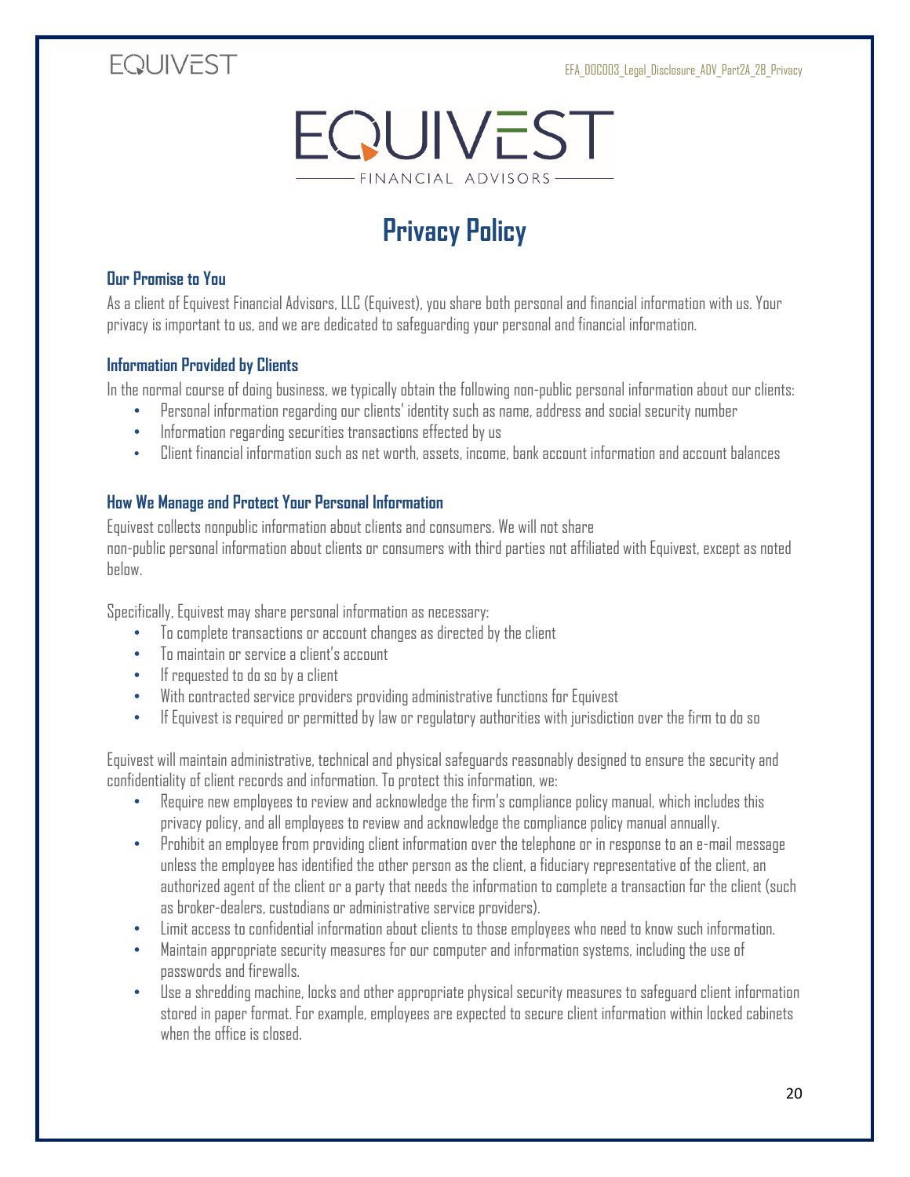# Privacy Policy

### Our Promise to You

As a client of Equivest Financial Advisors, LLC (Equivest), you share both personal and financial information with us. Your privacy is important to us, and we are dedicated to safeguarding your personal and financial information.

### Information Provided by Clients

In the normal course of doing business, we typically obtain the following non-public personal information about our clients:

- Personal information regarding our clients' identity such as name, address and social security number
- Information regarding securities transactions effected by us
- Client financial information such as net worth, assets, income, bank account information and account balances

### How We Manage and Protect Your Personal Information

Equivest collects nonpublic information about clients and consumers. We will not share non-public personal information about clients or consumers with third parties not affiliated with Equivest, except as noted below.

Specifically, Equivest may share personal information as necessary:

- To complete transactions or account changes as directed by the client
- To maintain or service a client's account
- If requested to do so by a client
- With contracted service providers providing administrative functions for Equivest
- If Equivest is required or permitted by law or regulatory authorities with jurisdiction over the firm to do so

Equivest will maintain administrative, technical and physical safeguards reasonably designed to ensure the security and confidentiality of client records and information. To protect this information, we:

- Require new employees to review and acknowledge the firm's compliance policy manual, which includes this privacy policy, and all employees to review and acknowledge the compliance policy manual annually.
- Prohibit an employee from providing client information over the telephone or in response to an e-mail message unless the employee has identified the other person as the client, a fiduciary representative of the client, an authorized agent of the client or a party that needs the information to complete a transaction for the client (such as broker-dealers, custodians or administrative service providers).
- Limit access to confidential information about clients to those employees who need to know such information.
- Maintain appropriate security measures for our computer and information systems, including the use of passwords and firewalls.
- Use a shredding machine, locks and other appropriate physical security measures to safeguard client information stored in paper format. For example, employees are expected to secure client information within locked cabinets when the office is closed.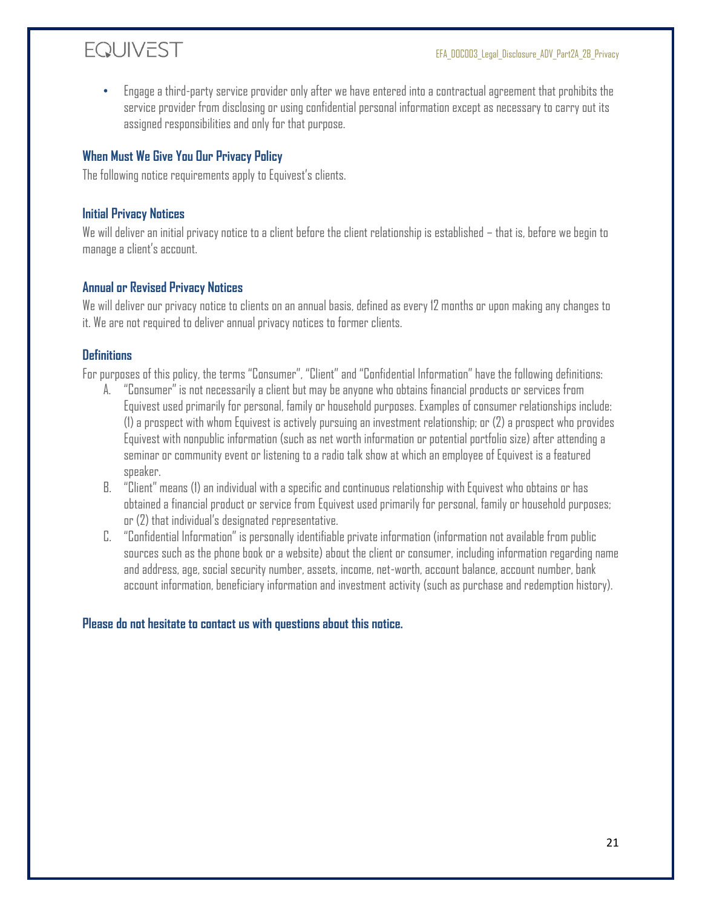- Engage a third-party service provider only after we have entered into a contractual agreement that prohibits the service provider from disclosing or using confidential personal information except as necessary to carry out its assigned responsibilities and only for that purpose.

### When Must We Give You Our Privacy Policy

The following notice requirements apply to Equivest's clients.

### Initial Privacy Notices

We will deliver an initial privacy notice to a client before the client relationship is established – that is, before we begin to manage a client's account.

### Annual or Revised Privacy Notices

We will deliver our privacy notice to clients on an annual basis, defined as every 12 months or upon making any changes to it. We are not required to deliver annual privacy notices to former clients.

### Definitions

For purposes of this policy, the terms "Consumer", "Client" and "Confidential Information" have the following definitions:

A. "Consumer" is not necessarily a client but may be anyone who obtains financial products or services from Equivest used primarily for personal, family or household purposes. Examples of consumer relationships include: (1) a prospect with whom Equivest is actively pursuing an investment relationship; or (2) a prospect who provides Equivest with nonpublic information (such as net worth information or potential portfolio size) after attending a seminar or community event or listening to a radio talk show at which an employee of Equivest is a featured speaker.

B. "Client" means (1) an individual with a specific and continuous relationship with Equivest who obtains or has obtained a financial product or service from Equivest used primarily for personal, family or household purposes; or (2) that individual's designated representative.

C. "Confidential Information" is personally identifiable private information (information not available from public sources such as the phone book or a website) about the client or consumer, including information regarding name and address, age, social security number, assets, income, net-worth, account balance, account number, bank account information, beneficiary information and investment activity (such as purchase and redemption history).

**Please do not hesitate to contact us with questions about this notice.**